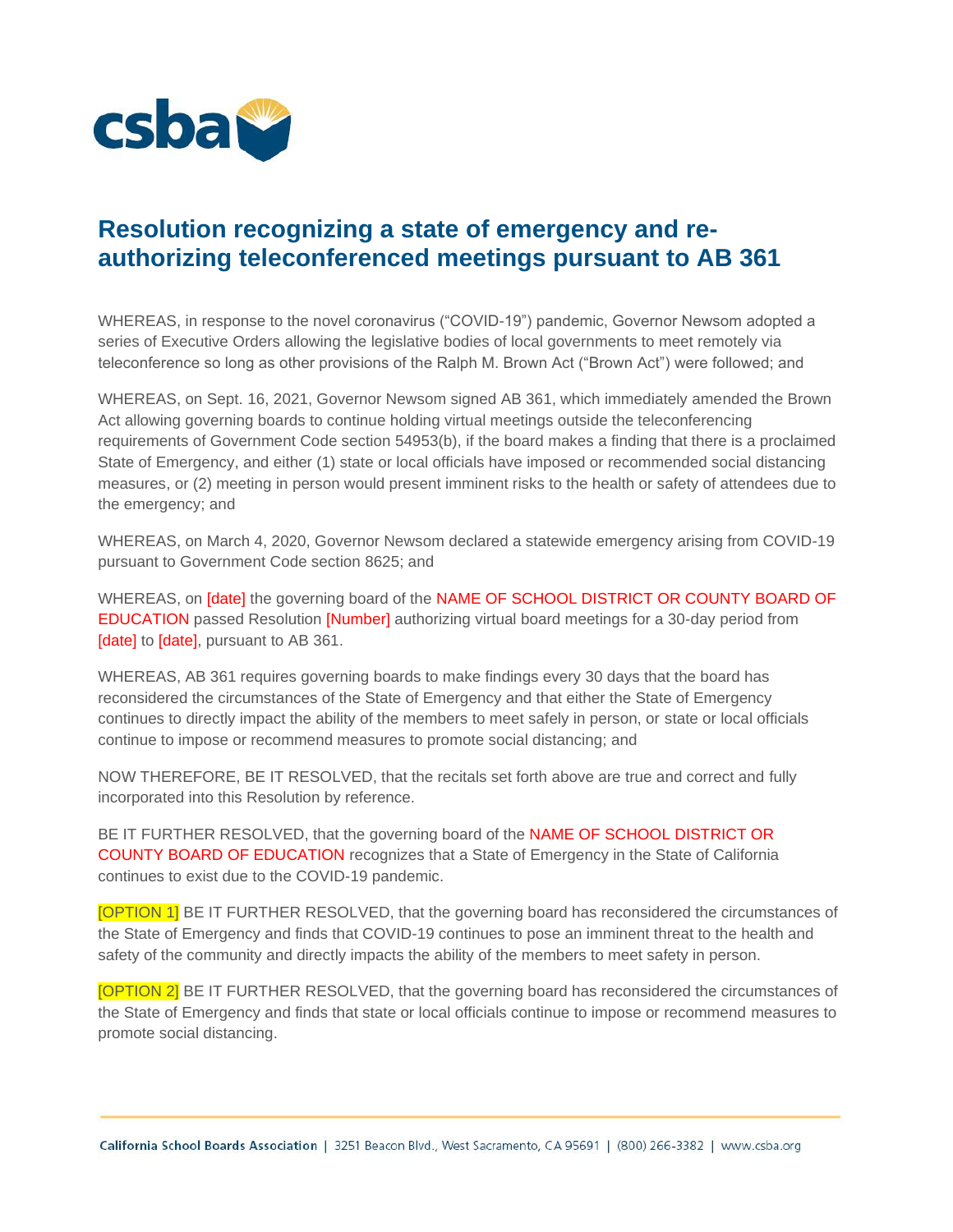# Resolution recognizing a state of emergency and re-authorizing teleconferenced meetings pursuant to AB 361

WHEREAS, in response to the novel coronavirus ("COVID-19") pandemic, Governor Newsom adopted a series of Executive Orders allowing the legislative bodies of local governments to meet remotely via teleconference so long as other provisions of the Ralph M. Brown Act ("Brown Act") were followed; and

WHEREAS, on Sept. 16, 2021, Governor Newsom signed AB 361, which immediately amended the Brown Act allowing governing boards to continue holding virtual meetings outside the teleconferencing requirements of Government Code section 54953(b), if the board makes a finding that there is a proclaimed State of Emergency, and either (1) state or local officials have imposed or recommended social distancing measures, or (2) meeting in person would present imminent risks to the health or safety of attendees due to the emergency; and

WHEREAS, on March 4, 2020, Governor Newsom declared a statewide emergency arising from COVID-19 pursuant to Government Code section 8625; and

WHEREAS, on [date] the governing board of the NAME OF SCHOOL DISTRICT OR COUNTY BOARD OF EDUCATION passed Resolution [Number] authorizing virtual board meetings for a 30-day period from [date] to [date], pursuant to AB 361.

WHEREAS, AB 361 requires governing boards to make findings every 30 days that the board has reconsidered the circumstances of the State of Emergency and that either the State of Emergency continues to directly impact the ability of the members to meet safely in person, or state or local officials continue to impose or recommend measures to promote social distancing; and

NOW THEREFORE, BE IT RESOLVED, that the recitals set forth above are true and correct and fully incorporated into this Resolution by reference.

BE IT FURTHER RESOLVED, that the governing board of the NAME OF SCHOOL DISTRICT OR COUNTY BOARD OF EDUCATION recognizes that a State of Emergency in the State of California continues to exist due to the COVID-19 pandemic.

[OPTION 1] BE IT FURTHER RESOLVED, that the governing board has reconsidered the circumstances of the State of Emergency and finds that COVID-19 continues to pose an imminent threat to the health and safety of the community and directly impacts the ability of the members to meet safety in person.

[OPTION 2] BE IT FURTHER RESOLVED, that the governing board has reconsidered the circumstances of the State of Emergency and finds that state or local officials continue to impose or recommend measures to promote social distancing.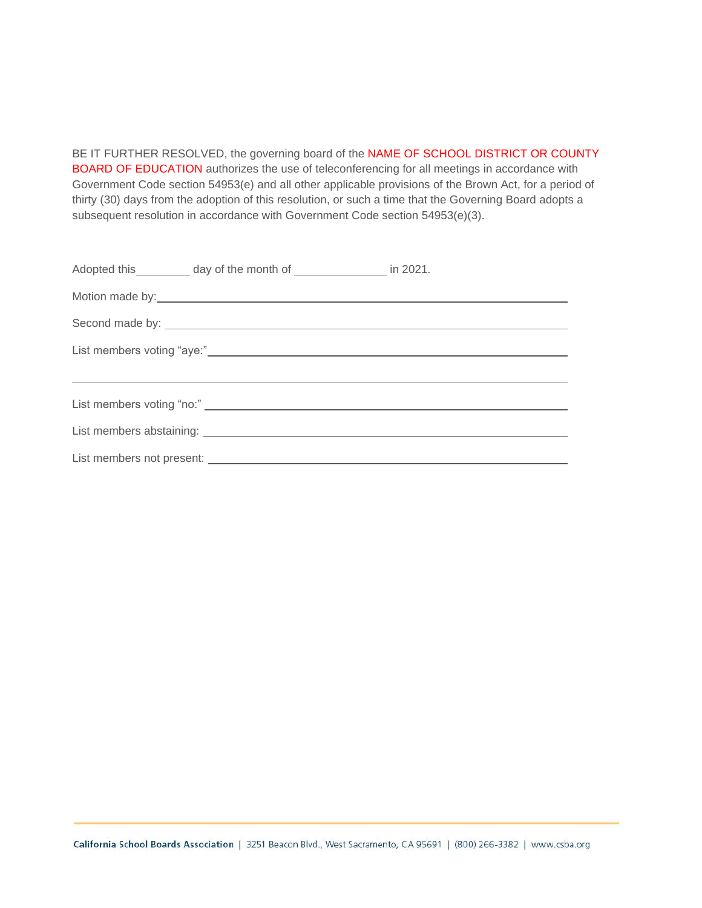BE IT FURTHER RESOLVED, the governing board of the NAME OF SCHOOL DISTRICT OR COUNTY BOARD OF EDUCATION authorizes the use of teleconferencing for all meetings in accordance with Government Code section 54953(e) and all other applicable provisions of the Brown Act, for a period of thirty (30) days from the adoption of this resolution, or such a time that the Governing Board adopts a subsequent resolution in accordance with Government Code section 54953(e)(3).

Adopted this_________ day of the month of _______________ in 2021.

Motion made by:_______________________________________________________________

Second made by: ______________________________________________________________

List members voting "aye:"_______________________________________________________

____________________________________________________________________________

List members voting "no:" _______________________________________________________

List members abstaining: ________________________________________________________

List members not present: _______________________________________________________